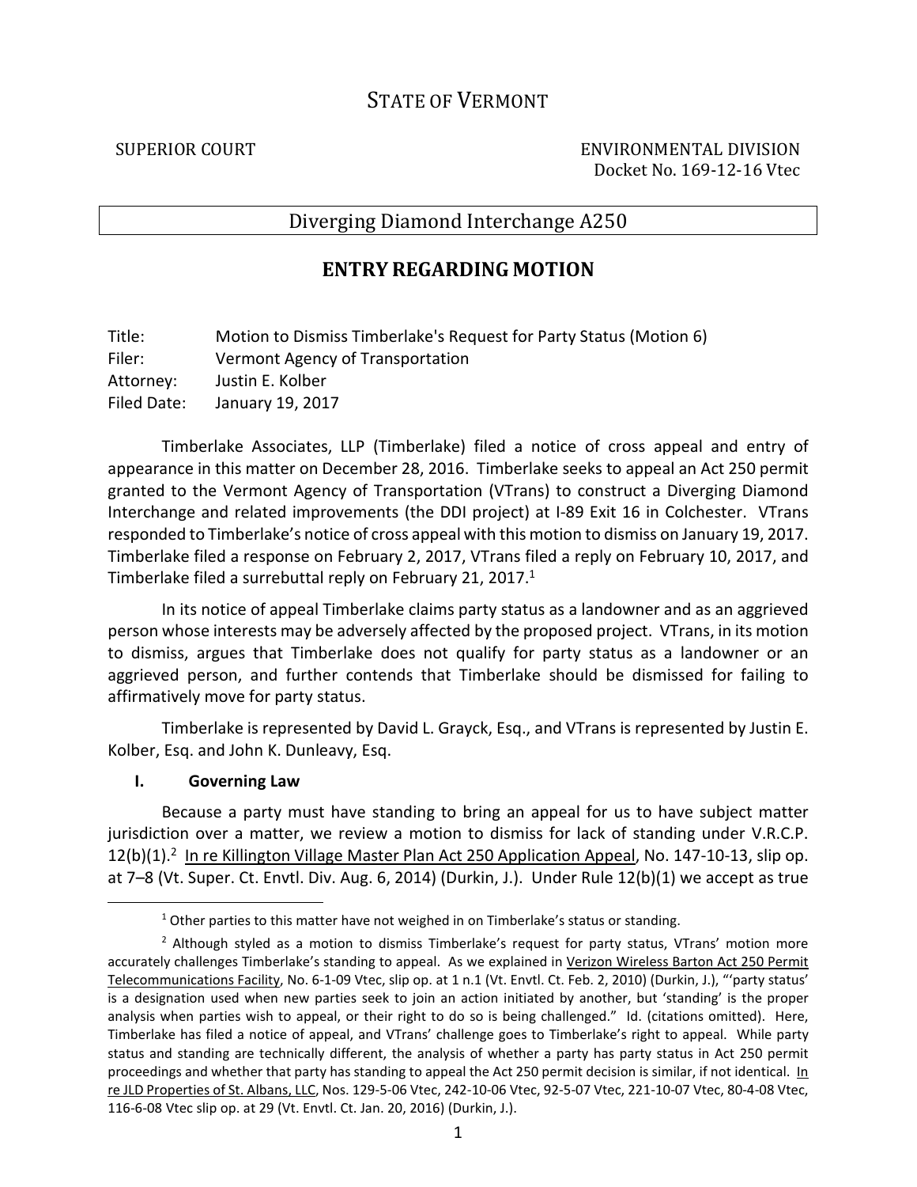# STATE OF VERMONT

SUPERIOR COURT ENVIRONMENTAL DIVISION
Docket No. 169-12-16 Vtec

Diverging Diamond Interchange A250

## ENTRY REGARDING MOTION

Title: Motion to Dismiss Timberlake's Request for Party Status (Motion 6)
Filer: Vermont Agency of Transportation
Attorney: Justin E. Kolber
Filed Date: January 19, 2017

Timberlake Associates, LLP (Timberlake) filed a notice of cross appeal and entry of appearance in this matter on December 28, 2016. Timberlake seeks to appeal an Act 250 permit granted to the Vermont Agency of Transportation (VTrans) to construct a Diverging Diamond Interchange and related improvements (the DDI project) at I-89 Exit 16 in Colchester. VTrans responded to Timberlake's notice of cross appeal with this motion to dismiss on January 19, 2017. Timberlake filed a response on February 2, 2017, VTrans filed a reply on February 10, 2017, and Timberlake filed a surrebuttal reply on February 21, 2017.[1]

In its notice of appeal Timberlake claims party status as a landowner and as an aggrieved person whose interests may be adversely affected by the proposed project. VTrans, in its motion to dismiss, argues that Timberlake does not qualify for party status as a landowner or an aggrieved person, and further contends that Timberlake should be dismissed for failing to affirmatively move for party status.

Timberlake is represented by David L. Grayck, Esq., and VTrans is represented by Justin E. Kolber, Esq. and John K. Dunleavy, Esq.

### I. Governing Law

Because a party must have standing to bring an appeal for us to have subject matter jurisdiction over a matter, we review a motion to dismiss for lack of standing under V.R.C.P. 12(b)(1).[2] In re Killington Village Master Plan Act 250 Application Appeal, No. 147-10-13, slip op. at 7–8 (Vt. Super. Ct. Envtl. Div. Aug. 6, 2014) (Durkin, J.). Under Rule 12(b)(1) we accept as true

---

[1] Other parties to this matter have not weighed in on Timberlake's status or standing.

[2] Although styled as a motion to dismiss Timberlake's request for party status, VTrans' motion more accurately challenges Timberlake's standing to appeal. As we explained in Verizon Wireless Barton Act 250 Permit Telecommunications Facility, No. 6-1-09 Vtec, slip op. at 1 n.1 (Vt. Envtl. Ct. Feb. 2, 2010) (Durkin, J.), "'party status' is a designation used when new parties seek to join an action initiated by another, but 'standing' is the proper analysis when parties wish to appeal, or their right to do so is being challenged." Id. (citations omitted). Here, Timberlake has filed a notice of appeal, and VTrans' challenge goes to Timberlake's right to appeal. While party status and standing are technically different, the analysis of whether a party has party status in Act 250 permit proceedings and whether that party has standing to appeal the Act 250 permit decision is similar, if not identical. In re JLD Properties of St. Albans, LLC, Nos. 129-5-06 Vtec, 242-10-06 Vtec, 92-5-07 Vtec, 221-10-07 Vtec, 80-4-08 Vtec, 116-6-08 Vtec slip op. at 29 (Vt. Envtl. Ct. Jan. 20, 2016) (Durkin, J.).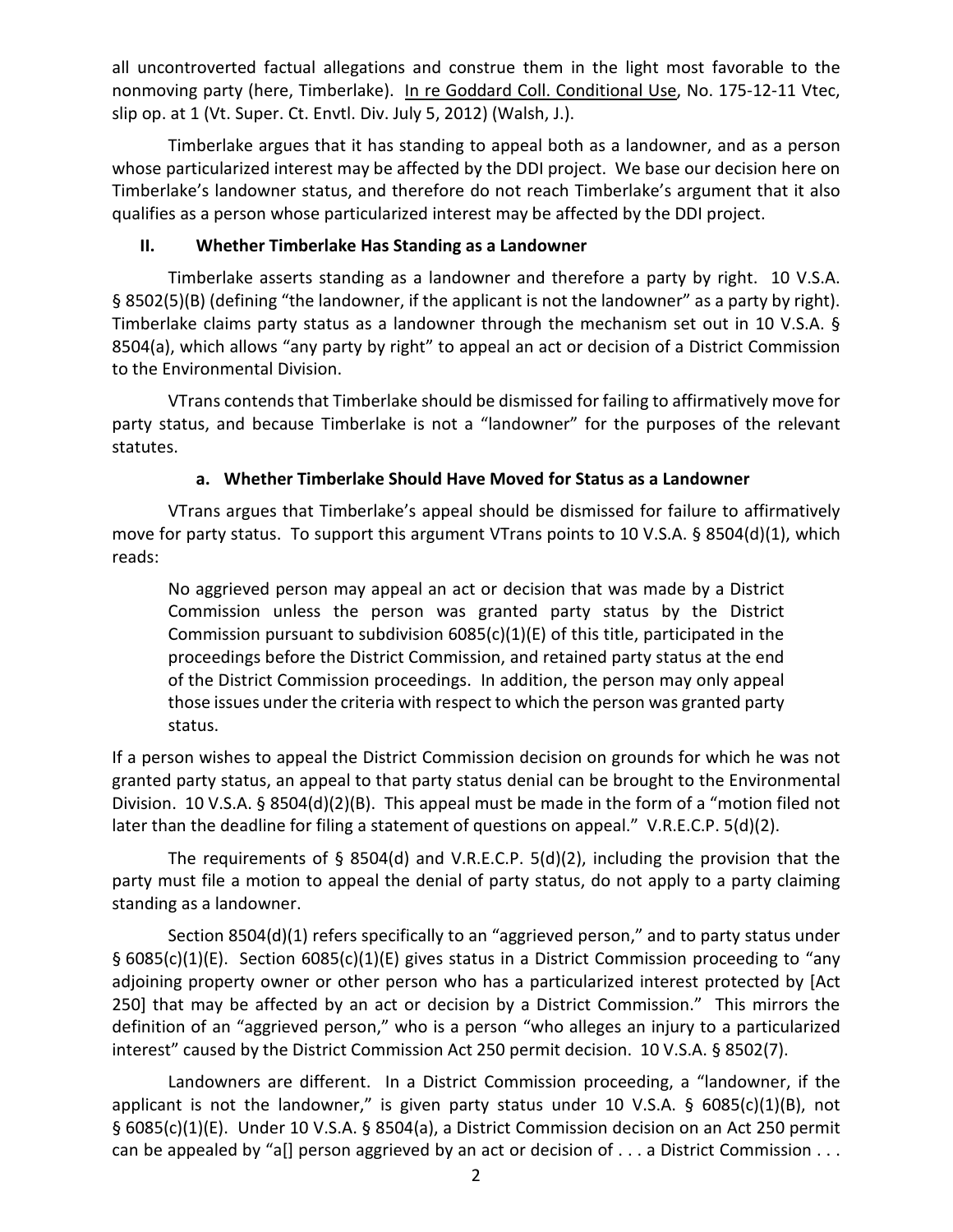all uncontroverted factual allegations and construe them in the light most favorable to the nonmoving party (here, Timberlake). In re Goddard Coll. Conditional Use, No. 175-12-11 Vtec, slip op. at 1 (Vt. Super. Ct. Envtl. Div. July 5, 2012) (Walsh, J.).

Timberlake argues that it has standing to appeal both as a landowner, and as a person whose particularized interest may be affected by the DDI project. We base our decision here on Timberlake's landowner status, and therefore do not reach Timberlake's argument that it also qualifies as a person whose particularized interest may be affected by the DDI project.

## II. Whether Timberlake Has Standing as a Landowner

Timberlake asserts standing as a landowner and therefore a party by right. 10 V.S.A. § 8502(5)(B) (defining "the landowner, if the applicant is not the landowner" as a party by right). Timberlake claims party status as a landowner through the mechanism set out in 10 V.S.A. § 8504(a), which allows "any party by right" to appeal an act or decision of a District Commission to the Environmental Division.

VTrans contends that Timberlake should be dismissed for failing to affirmatively move for party status, and because Timberlake is not a "landowner" for the purposes of the relevant statutes.

### a. Whether Timberlake Should Have Moved for Status as a Landowner

VTrans argues that Timberlake's appeal should be dismissed for failure to affirmatively move for party status. To support this argument VTrans points to 10 V.S.A. § 8504(d)(1), which reads:

> No aggrieved person may appeal an act or decision that was made by a District Commission unless the person was granted party status by the District Commission pursuant to subdivision 6085(c)(1)(E) of this title, participated in the proceedings before the District Commission, and retained party status at the end of the District Commission proceedings. In addition, the person may only appeal those issues under the criteria with respect to which the person was granted party status.

If a person wishes to appeal the District Commission decision on grounds for which he was not granted party status, an appeal to that party status denial can be brought to the Environmental Division. 10 V.S.A. § 8504(d)(2)(B). This appeal must be made in the form of a "motion filed not later than the deadline for filing a statement of questions on appeal." V.R.E.C.P. 5(d)(2).

The requirements of § 8504(d) and V.R.E.C.P. 5(d)(2), including the provision that the party must file a motion to appeal the denial of party status, do not apply to a party claiming standing as a landowner.

Section 8504(d)(1) refers specifically to an "aggrieved person," and to party status under § 6085(c)(1)(E). Section 6085(c)(1)(E) gives status in a District Commission proceeding to "any adjoining property owner or other person who has a particularized interest protected by [Act 250] that may be affected by an act or decision by a District Commission." This mirrors the definition of an "aggrieved person," who is a person "who alleges an injury to a particularized interest" caused by the District Commission Act 250 permit decision. 10 V.S.A. § 8502(7).

Landowners are different. In a District Commission proceeding, a "landowner, if the applicant is not the landowner," is given party status under 10 V.S.A. § 6085(c)(1)(B), not § 6085(c)(1)(E). Under 10 V.S.A. § 8504(a), a District Commission decision on an Act 250 permit can be appealed by "a[] person aggrieved by an act or decision of . . . a District Commission . . .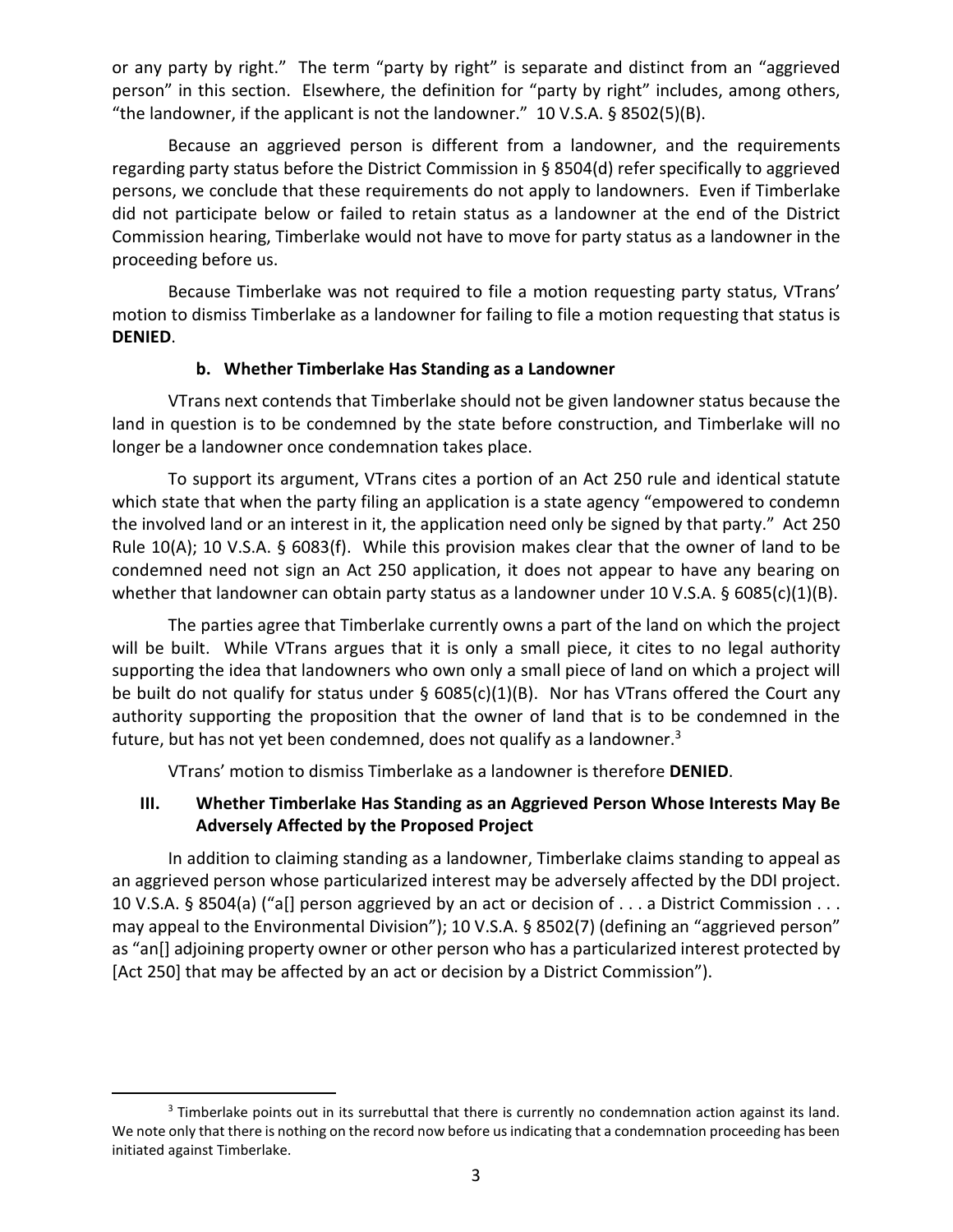or any party by right." The term "party by right" is separate and distinct from an "aggrieved person" in this section. Elsewhere, the definition for "party by right" includes, among others, "the landowner, if the applicant is not the landowner." 10 V.S.A. § 8502(5)(B).

Because an aggrieved person is different from a landowner, and the requirements regarding party status before the District Commission in § 8504(d) refer specifically to aggrieved persons, we conclude that these requirements do not apply to landowners. Even if Timberlake did not participate below or failed to retain status as a landowner at the end of the District Commission hearing, Timberlake would not have to move for party status as a landowner in the proceeding before us.

Because Timberlake was not required to file a motion requesting party status, VTrans' motion to dismiss Timberlake as a landowner for failing to file a motion requesting that status is **DENIED**.

#### b. Whether Timberlake Has Standing as a Landowner

VTrans next contends that Timberlake should not be given landowner status because the land in question is to be condemned by the state before construction, and Timberlake will no longer be a landowner once condemnation takes place.

To support its argument, VTrans cites a portion of an Act 250 rule and identical statute which state that when the party filing an application is a state agency "empowered to condemn the involved land or an interest in it, the application need only be signed by that party." Act 250 Rule 10(A); 10 V.S.A. § 6083(f). While this provision makes clear that the owner of land to be condemned need not sign an Act 250 application, it does not appear to have any bearing on whether that landowner can obtain party status as a landowner under 10 V.S.A. § 6085(c)(1)(B).

The parties agree that Timberlake currently owns a part of the land on which the project will be built. While VTrans argues that it is only a small piece, it cites to no legal authority supporting the idea that landowners who own only a small piece of land on which a project will be built do not qualify for status under § 6085(c)(1)(B). Nor has VTrans offered the Court any authority supporting the proposition that the owner of land that is to be condemned in the future, but has not yet been condemned, does not qualify as a landowner.[3]

VTrans' motion to dismiss Timberlake as a landowner is therefore **DENIED**.

### III. Whether Timberlake Has Standing as an Aggrieved Person Whose Interests May Be Adversely Affected by the Proposed Project

In addition to claiming standing as a landowner, Timberlake claims standing to appeal as an aggrieved person whose particularized interest may be adversely affected by the DDI project. 10 V.S.A. § 8504(a) ("a[] person aggrieved by an act or decision of . . . a District Commission . . . may appeal to the Environmental Division"); 10 V.S.A. § 8502(7) (defining an "aggrieved person" as "an[] adjoining property owner or other person who has a particularized interest protected by [Act 250] that may be affected by an act or decision by a District Commission").

---

[3] Timberlake points out in its surrebuttal that there is currently no condemnation action against its land. We note only that there is nothing on the record now before us indicating that a condemnation proceeding has been initiated against Timberlake.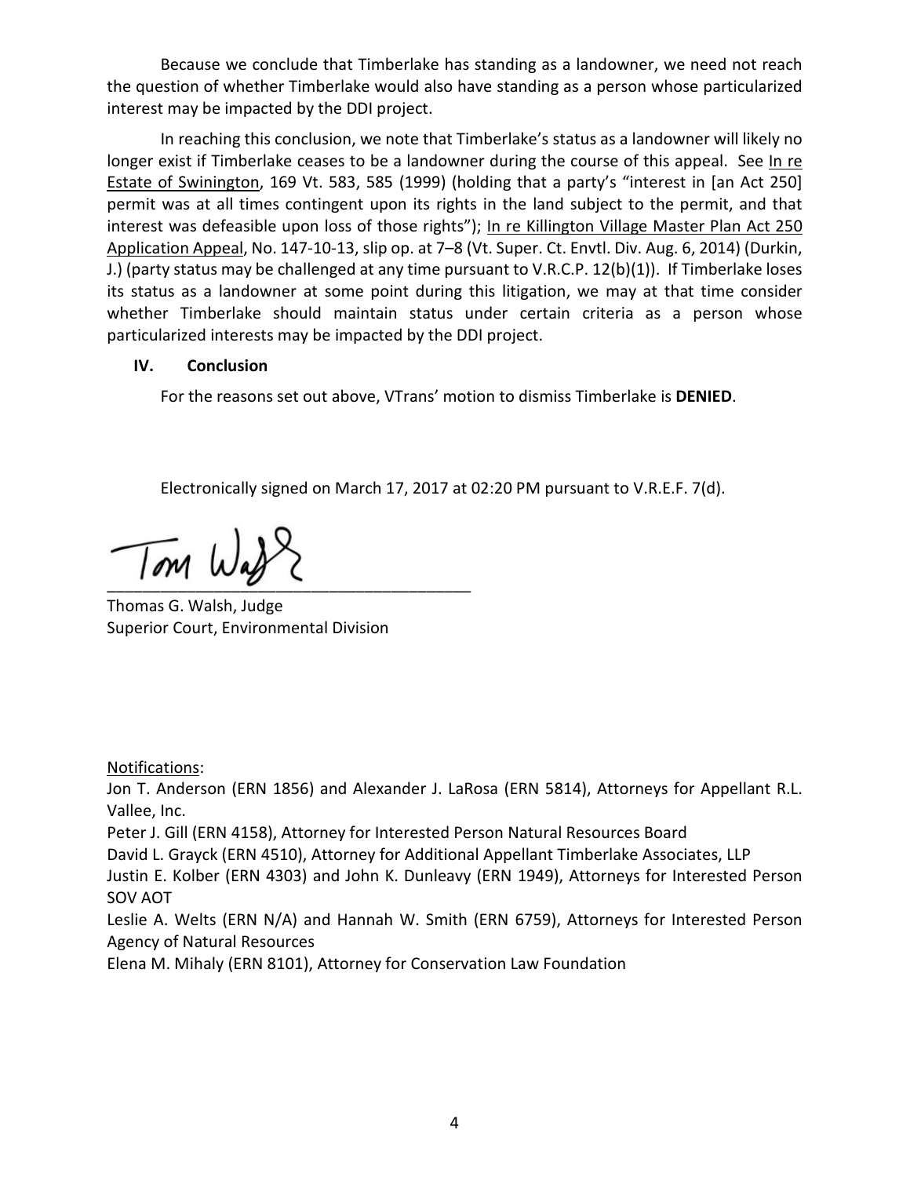Because we conclude that Timberlake has standing as a landowner, we need not reach the question of whether Timberlake would also have standing as a person whose particularized interest may be impacted by the DDI project.

In reaching this conclusion, we note that Timberlake's status as a landowner will likely no longer exist if Timberlake ceases to be a landowner during the course of this appeal. See In re Estate of Swinington, 169 Vt. 583, 585 (1999) (holding that a party's "interest in [an Act 250] permit was at all times contingent upon its rights in the land subject to the permit, and that interest was defeasible upon loss of those rights"); In re Killington Village Master Plan Act 250 Application Appeal, No. 147-10-13, slip op. at 7–8 (Vt. Super. Ct. Envtl. Div. Aug. 6, 2014) (Durkin, J.) (party status may be challenged at any time pursuant to V.R.C.P. 12(b)(1)). If Timberlake loses its status as a landowner at some point during this litigation, we may at that time consider whether Timberlake should maintain status under certain criteria as a person whose particularized interests may be impacted by the DDI project.

## IV. Conclusion

For the reasons set out above, VTrans' motion to dismiss Timberlake is **DENIED**.

Electronically signed on March 17, 2017 at 02:20 PM pursuant to V.R.E.F. 7(d).

Thomas G. Walsh, Judge
Superior Court, Environmental Division

Notifications:
Jon T. Anderson (ERN 1856) and Alexander J. LaRosa (ERN 5814), Attorneys for Appellant R.L. Vallee, Inc.
Peter J. Gill (ERN 4158), Attorney for Interested Person Natural Resources Board
David L. Grayck (ERN 4510), Attorney for Additional Appellant Timberlake Associates, LLP
Justin E. Kolber (ERN 4303) and John K. Dunleavy (ERN 1949), Attorneys for Interested Person SOV AOT
Leslie A. Welts (ERN N/A) and Hannah W. Smith (ERN 6759), Attorneys for Interested Person Agency of Natural Resources
Elena M. Mihaly (ERN 8101), Attorney for Conservation Law Foundation